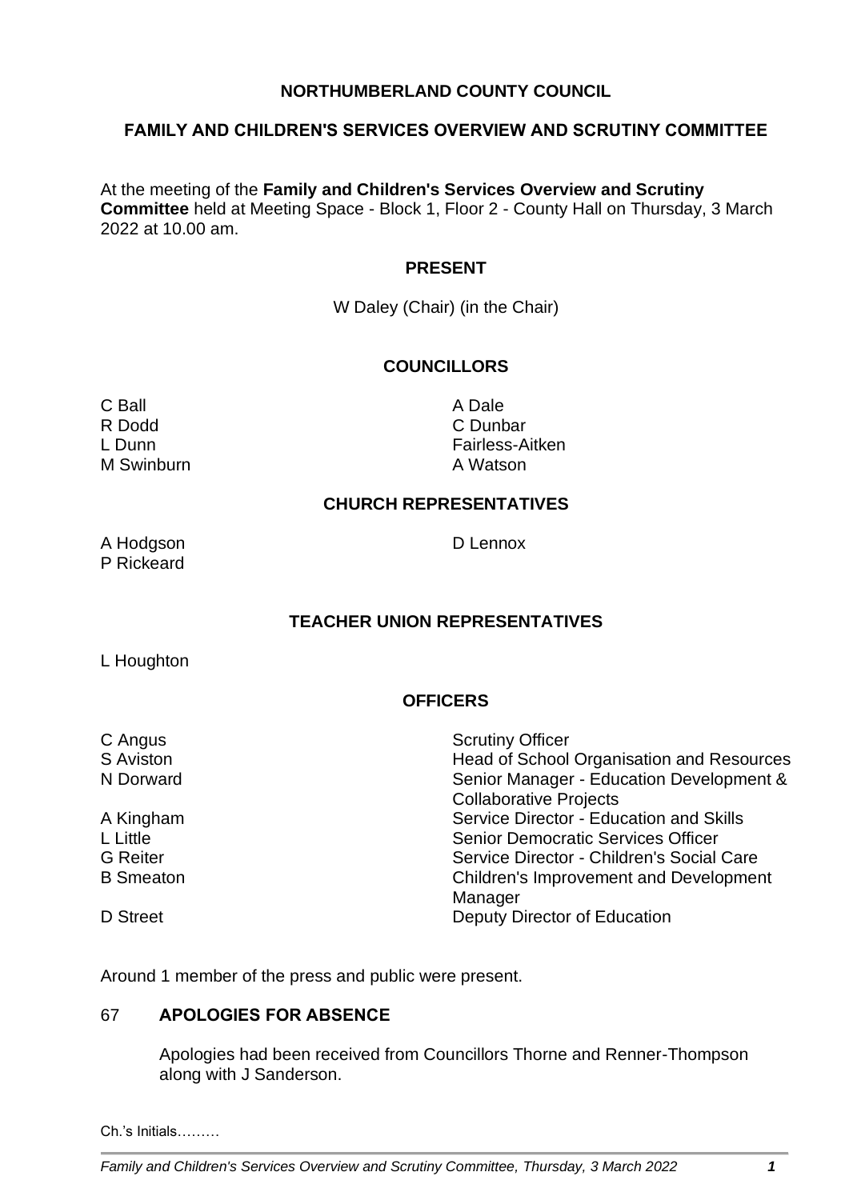# NORTHUMBERLAND COUNTY COUNCIL

## FAMILY AND CHILDREN'S SERVICES OVERVIEW AND SCRUTINY COMMITTEE

At the meeting of the **Family and Children's Services Overview and Scrutiny Committee** held at Meeting Space - Block 1, Floor 2 - County Hall on Thursday, 3 March 2022 at 10.00 am.

### PRESENT

W Daley (Chair) (in the Chair)

### COUNCILLORS

C Ball
A Dale
R Dodd
C Dunbar
L Dunn
Fairless-Aitken
M Swinburn
A Watson

### CHURCH REPRESENTATIVES

A Hodgson
D Lennox
P Rickeard

### TEACHER UNION REPRESENTATIVES

L Houghton

### OFFICERS

| | |
|---|---|
| C Angus | Scrutiny Officer |
| S Aviston | Head of School Organisation and Resources |
| N Dorward | Senior Manager - Education Development & Collaborative Projects |
| A Kingham | Service Director - Education and Skills |
| L Little | Senior Democratic Services Officer |
| G Reiter | Service Director - Children's Social Care |
| B Smeaton | Children's Improvement and Development Manager |
| D Street | Deputy Director of Education |

Around 1 member of the press and public were present.

### 67 APOLOGIES FOR ABSENCE

Apologies had been received from Councillors Thorne and Renner-Thompson along with J Sanderson.

Ch.'s Initials………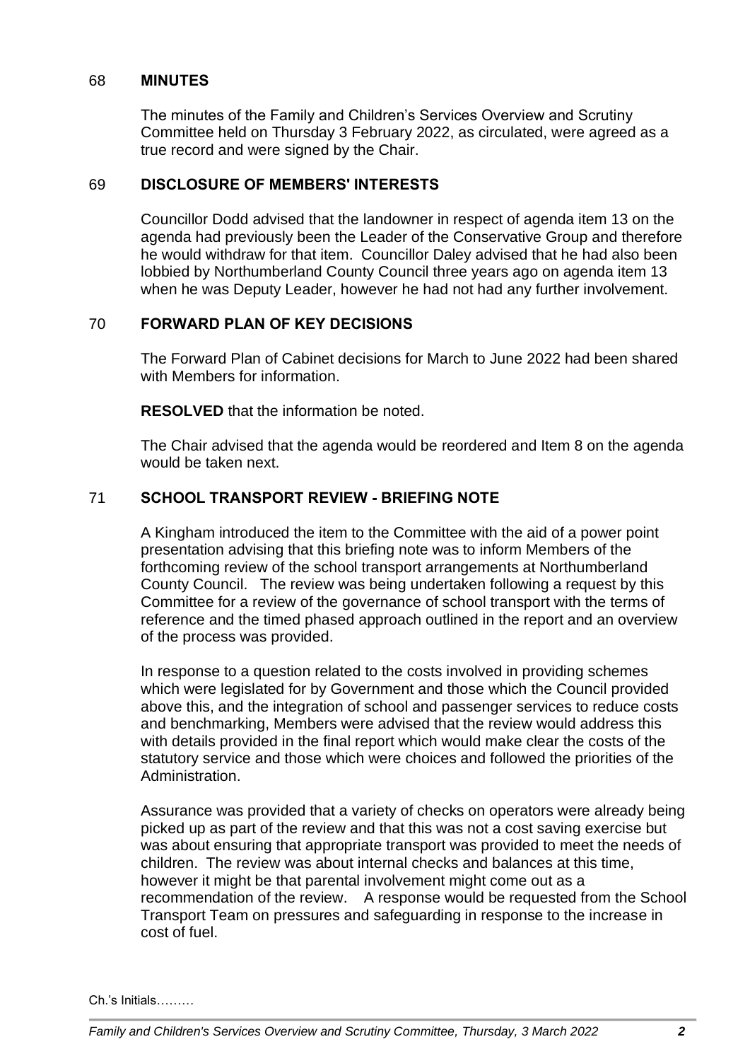## 68 **MINUTES**

The minutes of the Family and Children's Services Overview and Scrutiny Committee held on Thursday 3 February 2022, as circulated, were agreed as a true record and were signed by the Chair.

## 69 **DISCLOSURE OF MEMBERS' INTERESTS**

Councillor Dodd advised that the landowner in respect of agenda item 13 on the agenda had previously been the Leader of the Conservative Group and therefore he would withdraw for that item. Councillor Daley advised that he had also been lobbied by Northumberland County Council three years ago on agenda item 13 when he was Deputy Leader, however he had not had any further involvement.

## 70 **FORWARD PLAN OF KEY DECISIONS**

The Forward Plan of Cabinet decisions for March to June 2022 had been shared with Members for information.

**RESOLVED** that the information be noted.

The Chair advised that the agenda would be reordered and Item 8 on the agenda would be taken next.

## 71 **SCHOOL TRANSPORT REVIEW - BRIEFING NOTE**

A Kingham introduced the item to the Committee with the aid of a power point presentation advising that this briefing note was to inform Members of the forthcoming review of the school transport arrangements at Northumberland County Council. The review was being undertaken following a request by this Committee for a review of the governance of school transport with the terms of reference and the timed phased approach outlined in the report and an overview of the process was provided.

In response to a question related to the costs involved in providing schemes which were legislated for by Government and those which the Council provided above this, and the integration of school and passenger services to reduce costs and benchmarking, Members were advised that the review would address this with details provided in the final report which would make clear the costs of the statutory service and those which were choices and followed the priorities of the Administration.

Assurance was provided that a variety of checks on operators were already being picked up as part of the review and that this was not a cost saving exercise but was about ensuring that appropriate transport was provided to meet the needs of children. The review was about internal checks and balances at this time, however it might be that parental involvement might come out as a recommendation of the review. A response would be requested from the School Transport Team on pressures and safeguarding in response to the increase in cost of fuel.

Ch.'s Initials………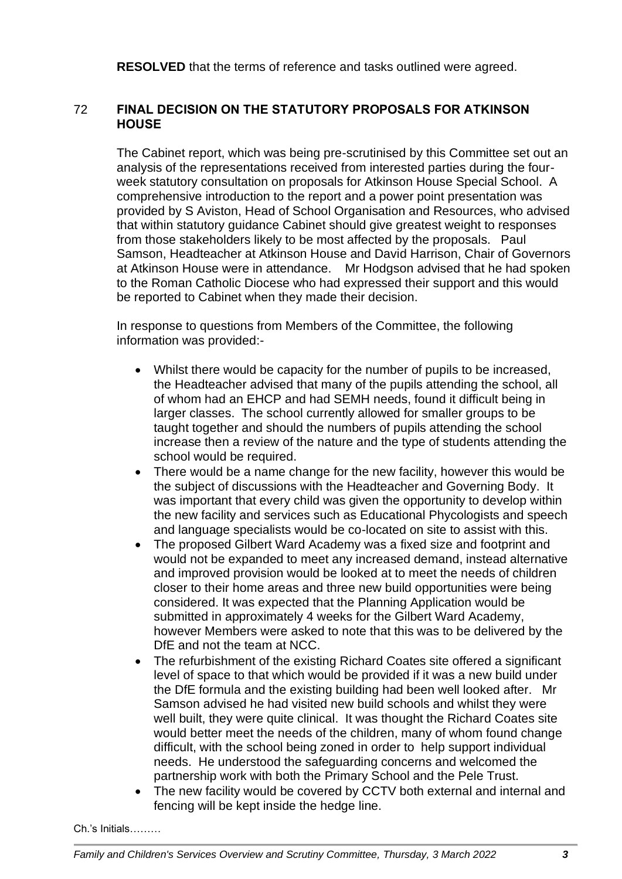**RESOLVED** that the terms of reference and tasks outlined were agreed.

## 72 FINAL DECISION ON THE STATUTORY PROPOSALS FOR ATKINSON HOUSE

The Cabinet report, which was being pre-scrutinised by this Committee set out an analysis of the representations received from interested parties during the four-week statutory consultation on proposals for Atkinson House Special School. A comprehensive introduction to the report and a power point presentation was provided by S Aviston, Head of School Organisation and Resources, who advised that within statutory guidance Cabinet should give greatest weight to responses from those stakeholders likely to be most affected by the proposals. Paul Samson, Headteacher at Atkinson House and David Harrison, Chair of Governors at Atkinson House were in attendance. Mr Hodgson advised that he had spoken to the Roman Catholic Diocese who had expressed their support and this would be reported to Cabinet when they made their decision.

In response to questions from Members of the Committee, the following information was provided:-

- Whilst there would be capacity for the number of pupils to be increased, the Headteacher advised that many of the pupils attending the school, all of whom had an EHCP and had SEMH needs, found it difficult being in larger classes. The school currently allowed for smaller groups to be taught together and should the numbers of pupils attending the school increase then a review of the nature and the type of students attending the school would be required.
- There would be a name change for the new facility, however this would be the subject of discussions with the Headteacher and Governing Body. It was important that every child was given the opportunity to develop within the new facility and services such as Educational Phycologists and speech and language specialists would be co-located on site to assist with this.
- The proposed Gilbert Ward Academy was a fixed size and footprint and would not be expanded to meet any increased demand, instead alternative and improved provision would be looked at to meet the needs of children closer to their home areas and three new build opportunities were being considered. It was expected that the Planning Application would be submitted in approximately 4 weeks for the Gilbert Ward Academy, however Members were asked to note that this was to be delivered by the DfE and not the team at NCC.
- The refurbishment of the existing Richard Coates site offered a significant level of space to that which would be provided if it was a new build under the DfE formula and the existing building had been well looked after. Mr Samson advised he had visited new build schools and whilst they were well built, they were quite clinical. It was thought the Richard Coates site would better meet the needs of the children, many of whom found change difficult, with the school being zoned in order to help support individual needs. He understood the safeguarding concerns and welcomed the partnership work with both the Primary School and the Pele Trust.
- The new facility would be covered by CCTV both external and internal and fencing will be kept inside the hedge line.

Ch.'s Initials………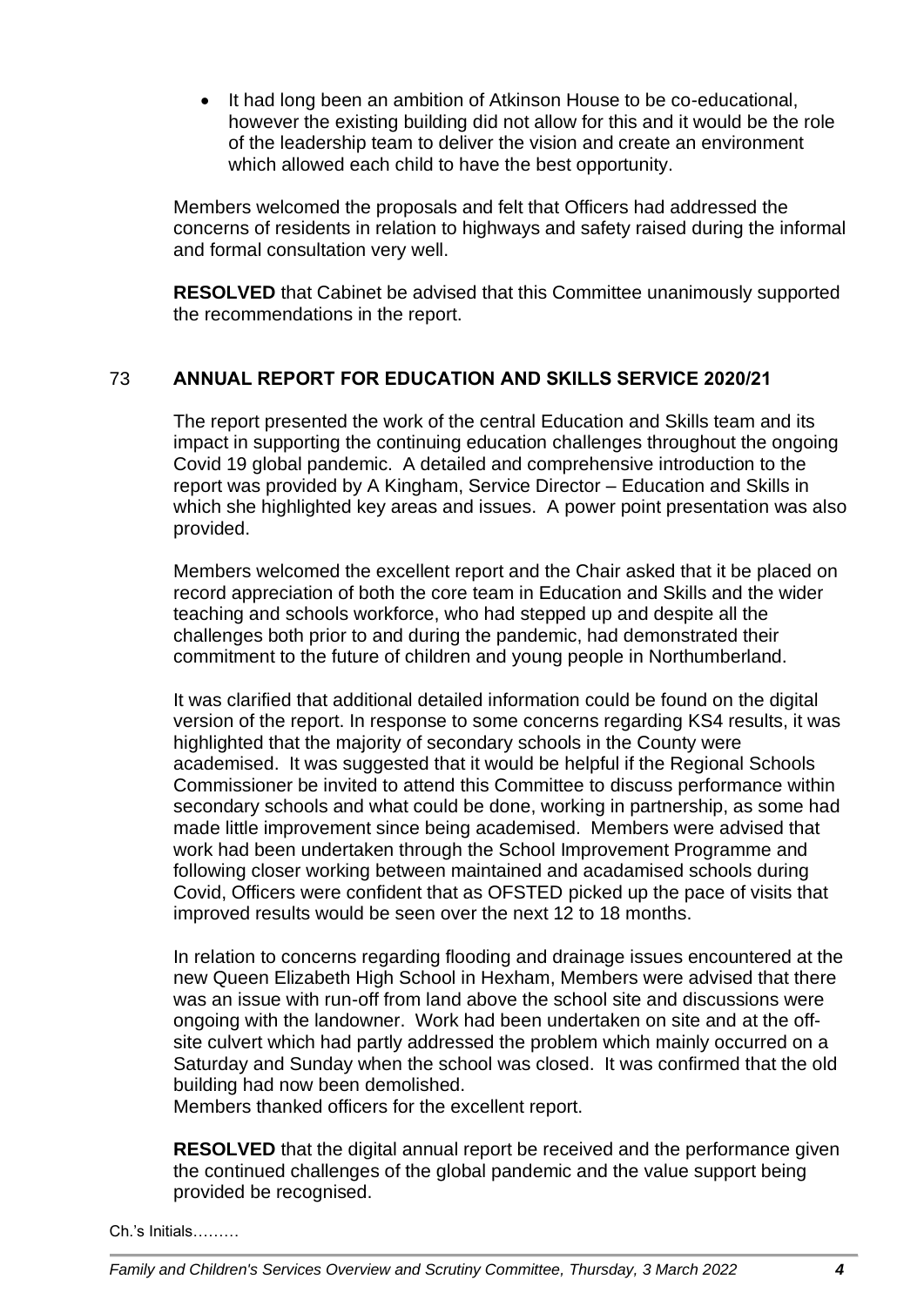- It had long been an ambition of Atkinson House to be co-educational, however the existing building did not allow for this and it would be the role of the leadership team to deliver the vision and create an environment which allowed each child to have the best opportunity.

Members welcomed the proposals and felt that Officers had addressed the concerns of residents in relation to highways and safety raised during the informal and formal consultation very well.

**RESOLVED** that Cabinet be advised that this Committee unanimously supported the recommendations in the report.

## 73 ANNUAL REPORT FOR EDUCATION AND SKILLS SERVICE 2020/21

The report presented the work of the central Education and Skills team and its impact in supporting the continuing education challenges throughout the ongoing Covid 19 global pandemic. A detailed and comprehensive introduction to the report was provided by A Kingham, Service Director – Education and Skills in which she highlighted key areas and issues. A power point presentation was also provided.

Members welcomed the excellent report and the Chair asked that it be placed on record appreciation of both the core team in Education and Skills and the wider teaching and schools workforce, who had stepped up and despite all the challenges both prior to and during the pandemic, had demonstrated their commitment to the future of children and young people in Northumberland.

It was clarified that additional detailed information could be found on the digital version of the report. In response to some concerns regarding KS4 results, it was highlighted that the majority of secondary schools in the County were academised. It was suggested that it would be helpful if the Regional Schools Commissioner be invited to attend this Committee to discuss performance within secondary schools and what could be done, working in partnership, as some had made little improvement since being academised. Members were advised that work had been undertaken through the School Improvement Programme and following closer working between maintained and acadamised schools during Covid, Officers were confident that as OFSTED picked up the pace of visits that improved results would be seen over the next 12 to 18 months.

In relation to concerns regarding flooding and drainage issues encountered at the new Queen Elizabeth High School in Hexham, Members were advised that there was an issue with run-off from land above the school site and discussions were ongoing with the landowner. Work had been undertaken on site and at the off-site culvert which had partly addressed the problem which mainly occurred on a Saturday and Sunday when the school was closed. It was confirmed that the old building had now been demolished.
Members thanked officers for the excellent report.

**RESOLVED** that the digital annual report be received and the performance given the continued challenges of the global pandemic and the value support being provided be recognised.

Ch.'s Initials………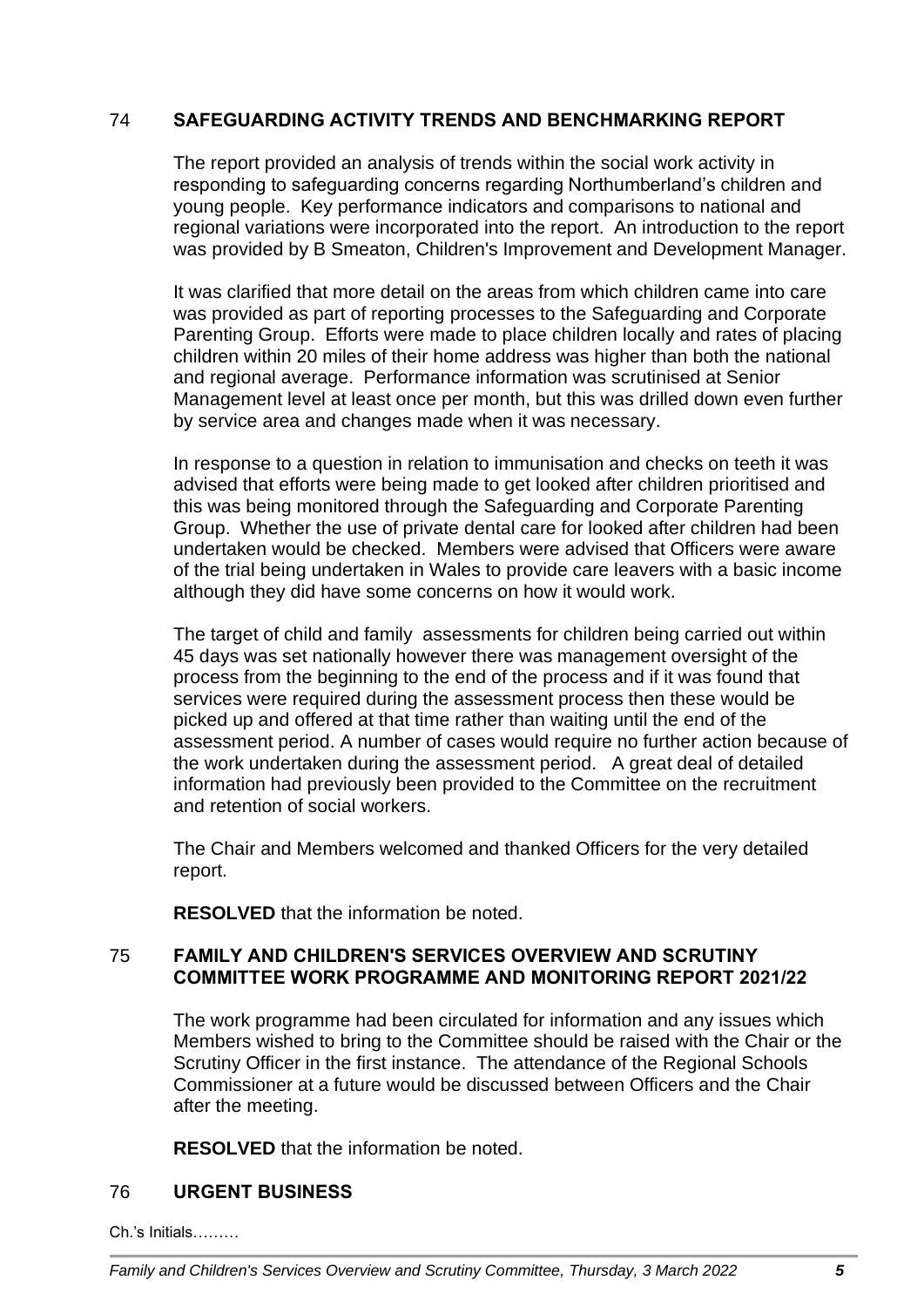## 74 SAFEGUARDING ACTIVITY TRENDS AND BENCHMARKING REPORT

The report provided an analysis of trends within the social work activity in responding to safeguarding concerns regarding Northumberland's children and young people. Key performance indicators and comparisons to national and regional variations were incorporated into the report. An introduction to the report was provided by B Smeaton, Children's Improvement and Development Manager.

It was clarified that more detail on the areas from which children came into care was provided as part of reporting processes to the Safeguarding and Corporate Parenting Group. Efforts were made to place children locally and rates of placing children within 20 miles of their home address was higher than both the national and regional average. Performance information was scrutinised at Senior Management level at least once per month, but this was drilled down even further by service area and changes made when it was necessary.

In response to a question in relation to immunisation and checks on teeth it was advised that efforts were being made to get looked after children prioritised and this was being monitored through the Safeguarding and Corporate Parenting Group. Whether the use of private dental care for looked after children had been undertaken would be checked. Members were advised that Officers were aware of the trial being undertaken in Wales to provide care leavers with a basic income although they did have some concerns on how it would work.

The target of child and family assessments for children being carried out within 45 days was set nationally however there was management oversight of the process from the beginning to the end of the process and if it was found that services were required during the assessment process then these would be picked up and offered at that time rather than waiting until the end of the assessment period. A number of cases would require no further action because of the work undertaken during the assessment period. A great deal of detailed information had previously been provided to the Committee on the recruitment and retention of social workers.

The Chair and Members welcomed and thanked Officers for the very detailed report.

**RESOLVED** that the information be noted.

## 75 FAMILY AND CHILDREN'S SERVICES OVERVIEW AND SCRUTINY COMMITTEE WORK PROGRAMME AND MONITORING REPORT 2021/22

The work programme had been circulated for information and any issues which Members wished to bring to the Committee should be raised with the Chair or the Scrutiny Officer in the first instance. The attendance of the Regional Schools Commissioner at a future would be discussed between Officers and the Chair after the meeting.

**RESOLVED** that the information be noted.

## 76 URGENT BUSINESS

Ch.'s Initials………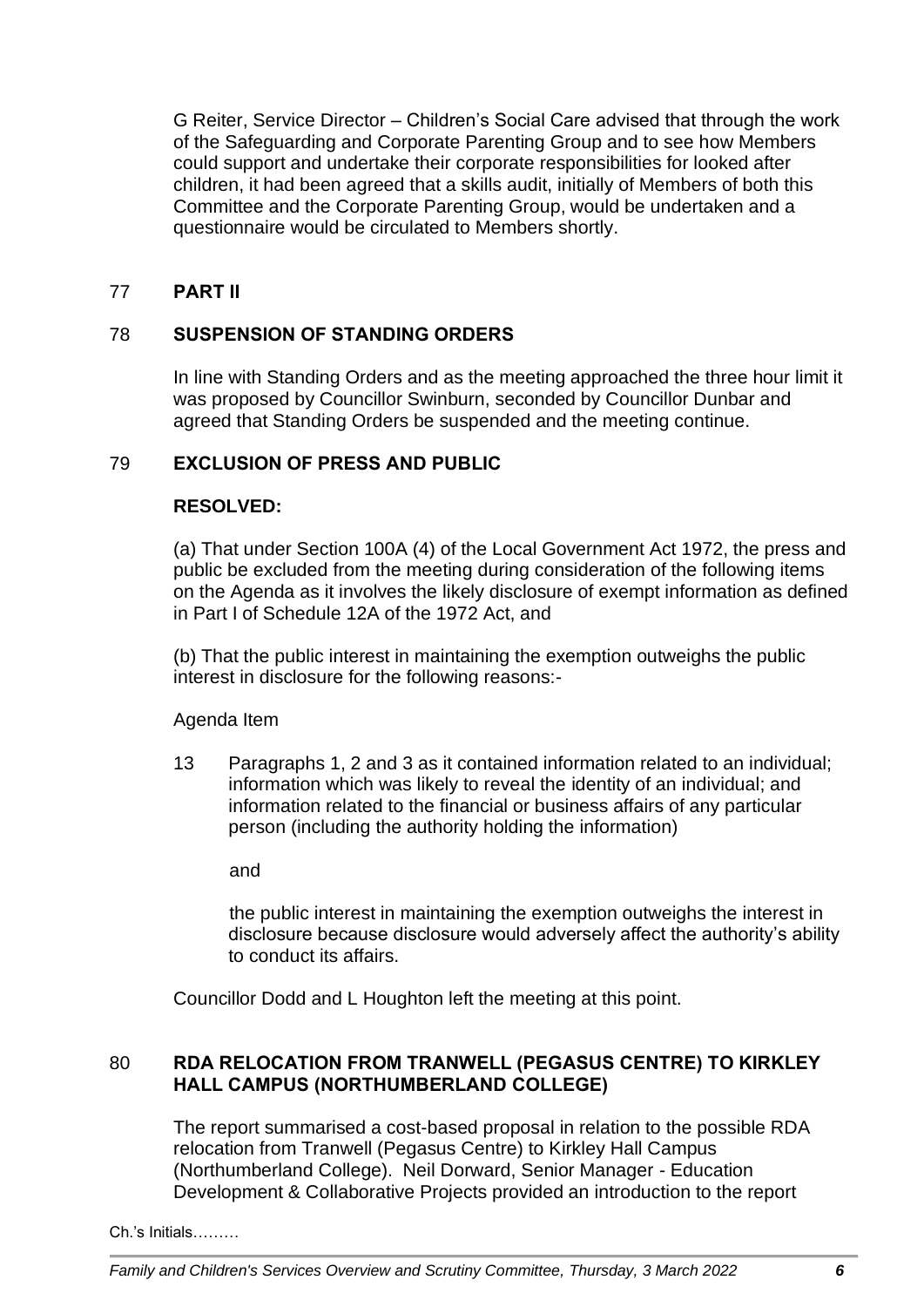G Reiter, Service Director – Children's Social Care advised that through the work of the Safeguarding and Corporate Parenting Group and to see how Members could support and undertake their corporate responsibilities for looked after children, it had been agreed that a skills audit, initially of Members of both this Committee and the Corporate Parenting Group, would be undertaken and a questionnaire would be circulated to Members shortly.

## 77 PART II

## 78 SUSPENSION OF STANDING ORDERS

In line with Standing Orders and as the meeting approached the three hour limit it was proposed by Councillor Swinburn, seconded by Councillor Dunbar and agreed that Standing Orders be suspended and the meeting continue.

## 79 EXCLUSION OF PRESS AND PUBLIC

**RESOLVED:**

(a) That under Section 100A (4) of the Local Government Act 1972, the press and public be excluded from the meeting during consideration of the following items on the Agenda as it involves the likely disclosure of exempt information as defined in Part I of Schedule 12A of the 1972 Act, and

(b) That the public interest in maintaining the exemption outweighs the public interest in disclosure for the following reasons:-

Agenda Item

13 Paragraphs 1, 2 and 3 as it contained information related to an individual; information which was likely to reveal the identity of an individual; and information related to the financial or business affairs of any particular person (including the authority holding the information)

and

the public interest in maintaining the exemption outweighs the interest in disclosure because disclosure would adversely affect the authority's ability to conduct its affairs.

Councillor Dodd and L Houghton left the meeting at this point.

## 80 RDA RELOCATION FROM TRANWELL (PEGASUS CENTRE) TO KIRKLEY HALL CAMPUS (NORTHUMBERLAND COLLEGE)

The report summarised a cost-based proposal in relation to the possible RDA relocation from Tranwell (Pegasus Centre) to Kirkley Hall Campus (Northumberland College). Neil Dorward, Senior Manager - Education Development & Collaborative Projects provided an introduction to the report

Ch.'s Initials………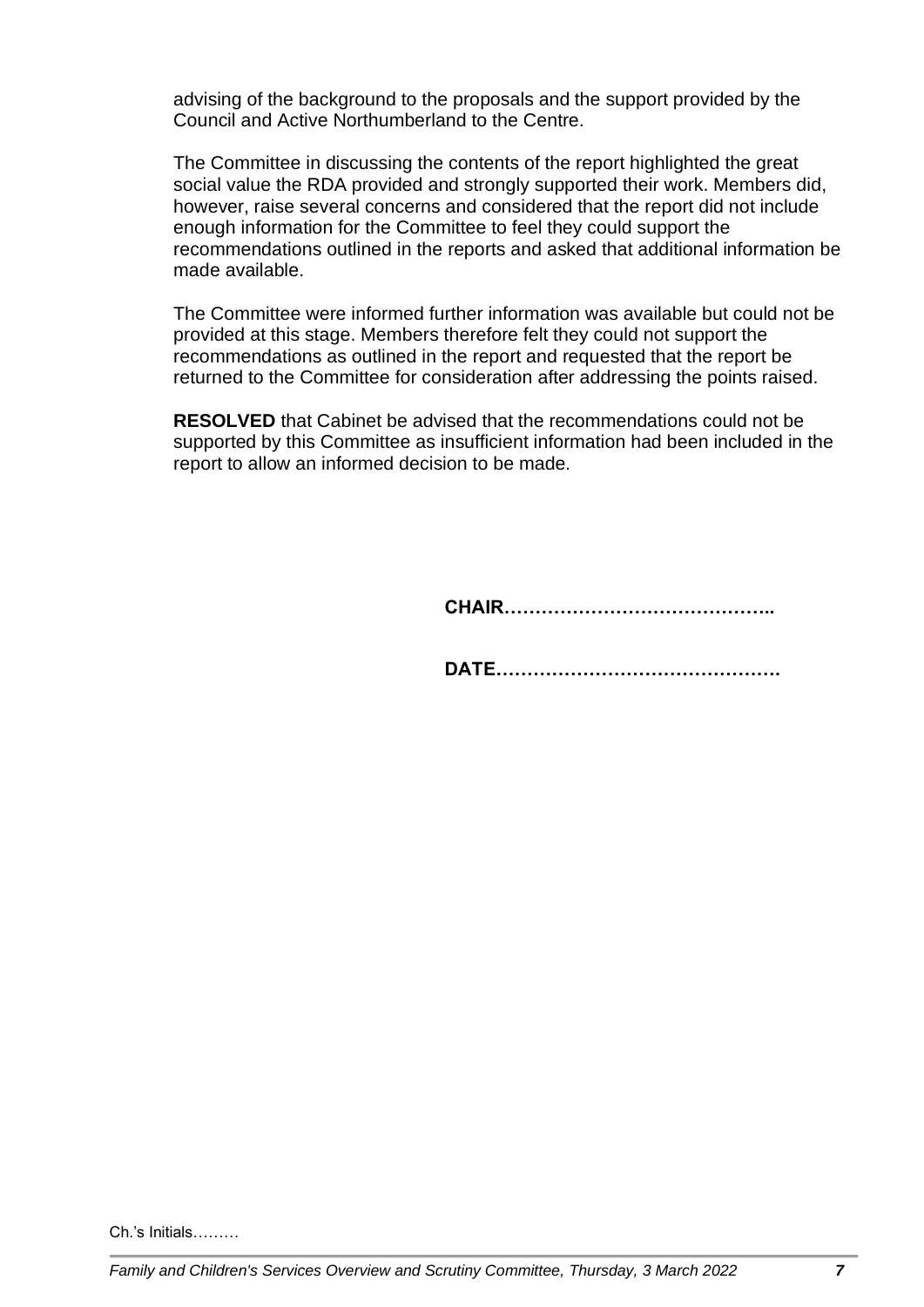advising of the background to the proposals and the support provided by the Council and Active Northumberland to the Centre.

The Committee in discussing the contents of the report highlighted the great social value the RDA provided and strongly supported their work. Members did, however, raise several concerns and considered that the report did not include enough information for the Committee to feel they could support the recommendations outlined in the reports and asked that additional information be made available.

The Committee were informed further information was available but could not be provided at this stage. Members therefore felt they could not support the recommendations as outlined in the report and requested that the report be returned to the Committee for consideration after addressing the points raised.

**RESOLVED** that Cabinet be advised that the recommendations could not be supported by this Committee as insufficient information had been included in the report to allow an informed decision to be made.

**CHAIR……………………………………..**

**DATE……………………………………….**

Ch.'s Initials………